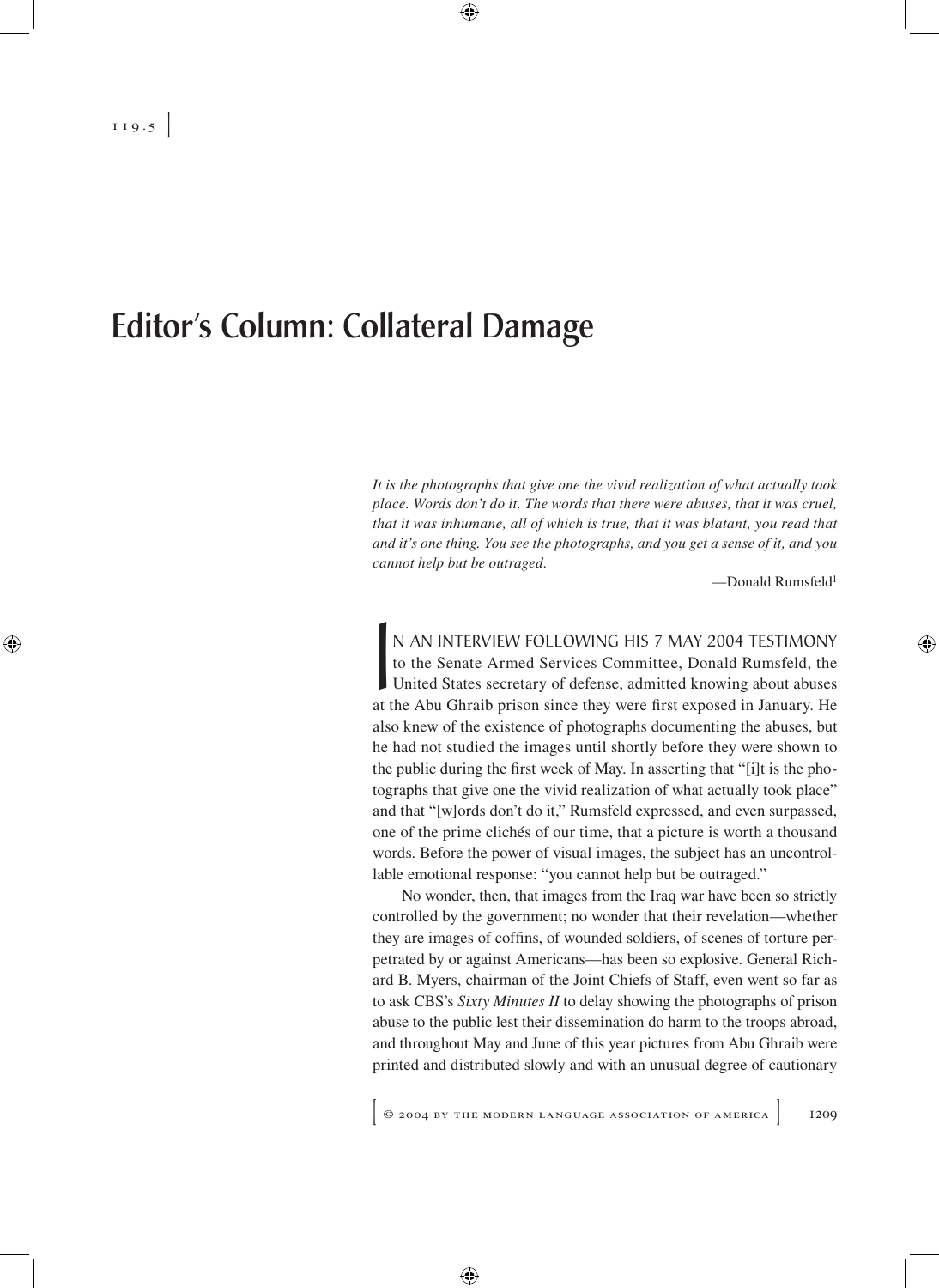# Editor's Column: Collateral Damage

*It is the photographs that give one the vivid realization of what actually took place. Words don't do it. The words that there were abuses, that it was cruel, that it was inhumane, all of which is true, that it was blatant, you read that and it's one thing. You see the photographs, and you get a sense of it, and you cannot help but be outraged.*

—Donald Rumsfeld[1]

IN AN INTERVIEW FOLLOWING HIS 7 MAY 2004 TESTIMONY to the Senate Armed Services Committee, Donald Rumsfeld, the United States secretary of defense, admitted knowing about abuses at the Abu Ghraib prison since they were first exposed in January. He also knew of the existence of photographs documenting the abuses, but he had not studied the images until shortly before they were shown to the public during the first week of May. In asserting that "[i]t is the photographs that give one the vivid realization of what actually took place" and that "[w]ords don't do it," Rumsfeld expressed, and even surpassed, one of the prime clichés of our time, that a picture is worth a thousand words. Before the power of visual images, the subject has an uncontrollable emotional response: "you cannot help but be outraged."

No wonder, then, that images from the Iraq war have been so strictly controlled by the government; no wonder that their revelation—whether they are images of coffins, of wounded soldiers, of scenes of torture perpetrated by or against Americans—has been so explosive. General Richard B. Myers, chairman of the Joint Chiefs of Staff, even went so far as to ask CBS's *Sixty Minutes II* to delay showing the photographs of prison abuse to the public lest their dissemination do harm to the troops abroad, and throughout May and June of this year pictures from Abu Ghraib were printed and distributed slowly and with an unusual degree of cautionary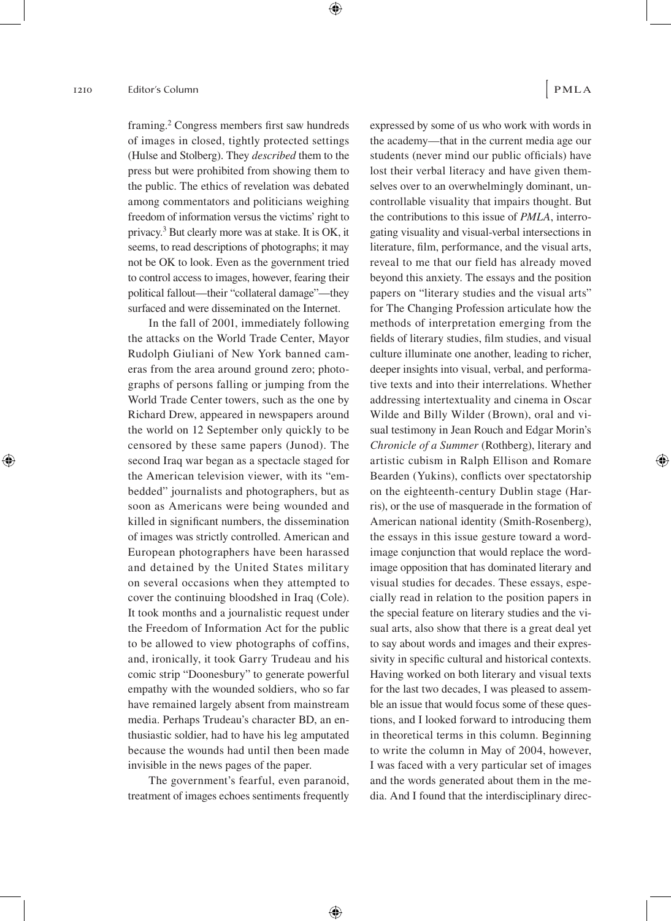framing.[2] Congress members first saw hundreds of images in closed, tightly protected settings (Hulse and Stolberg). They *described* them to the press but were prohibited from showing them to the public. The ethics of revelation was debated among commentators and politicians weighing freedom of information versus the victims' right to privacy.[3] But clearly more was at stake. It is OK, it seems, to read descriptions of photographs; it may not be OK to look. Even as the government tried to control access to images, however, fearing their political fallout—their "collateral damage"—they surfaced and were disseminated on the Internet.

In the fall of 2001, immediately following the attacks on the World Trade Center, Mayor Rudolph Giuliani of New York banned cameras from the area around ground zero; photographs of persons falling or jumping from the World Trade Center towers, such as the one by Richard Drew, appeared in newspapers around the world on 12 September only quickly to be censored by these same papers (Junod). The second Iraq war began as a spectacle staged for the American television viewer, with its "embedded" journalists and photographers, but as soon as Americans were being wounded and killed in significant numbers, the dissemination of images was strictly controlled. American and European photographers have been harassed and detained by the United States military on several occasions when they attempted to cover the continuing bloodshed in Iraq (Cole). It took months and a journalistic request under the Freedom of Information Act for the public to be allowed to view photographs of coffins, and, ironically, it took Garry Trudeau and his comic strip "Doonesbury" to generate powerful empathy with the wounded soldiers, who so far have remained largely absent from mainstream media. Perhaps Trudeau's character BD, an enthusiastic soldier, had to have his leg amputated because the wounds had until then been made invisible in the news pages of the paper.

The government's fearful, even paranoid, treatment of images echoes sentiments frequently expressed by some of us who work with words in the academy—that in the current media age our students (never mind our public officials) have lost their verbal literacy and have given themselves over to an overwhelmingly dominant, uncontrollable visuality that impairs thought. But the contributions to this issue of *PMLA*, interrogating visuality and visual-verbal intersections in literature, film, performance, and the visual arts, reveal to me that our field has already moved beyond this anxiety. The essays and the position papers on "literary studies and the visual arts" for The Changing Profession articulate how the methods of interpretation emerging from the fields of literary studies, film studies, and visual culture illuminate one another, leading to richer, deeper insights into visual, verbal, and performative texts and into their interrelations. Whether addressing intertextuality and cinema in Oscar Wilde and Billy Wilder (Brown), oral and visual testimony in Jean Rouch and Edgar Morin's *Chronicle of a Summer* (Rothberg), literary and artistic cubism in Ralph Ellison and Romare Bearden (Yukins), conflicts over spectatorship on the eighteenth-century Dublin stage (Harris), or the use of masquerade in the formation of American national identity (Smith-Rosenberg), the essays in this issue gesture toward a word-image conjunction that would replace the word-image opposition that has dominated literary and visual studies for decades. These essays, especially read in relation to the position papers in the special feature on literary studies and the visual arts, also show that there is a great deal yet to say about words and images and their expressivity in specific cultural and historical contexts. Having worked on both literary and visual texts for the last two decades, I was pleased to assemble an issue that would focus some of these questions, and I looked forward to introducing them in theoretical terms in this column. Beginning to write the column in May of 2004, however, I was faced with a very particular set of images and the words generated about them in the media. And I found that the interdisciplinary direc-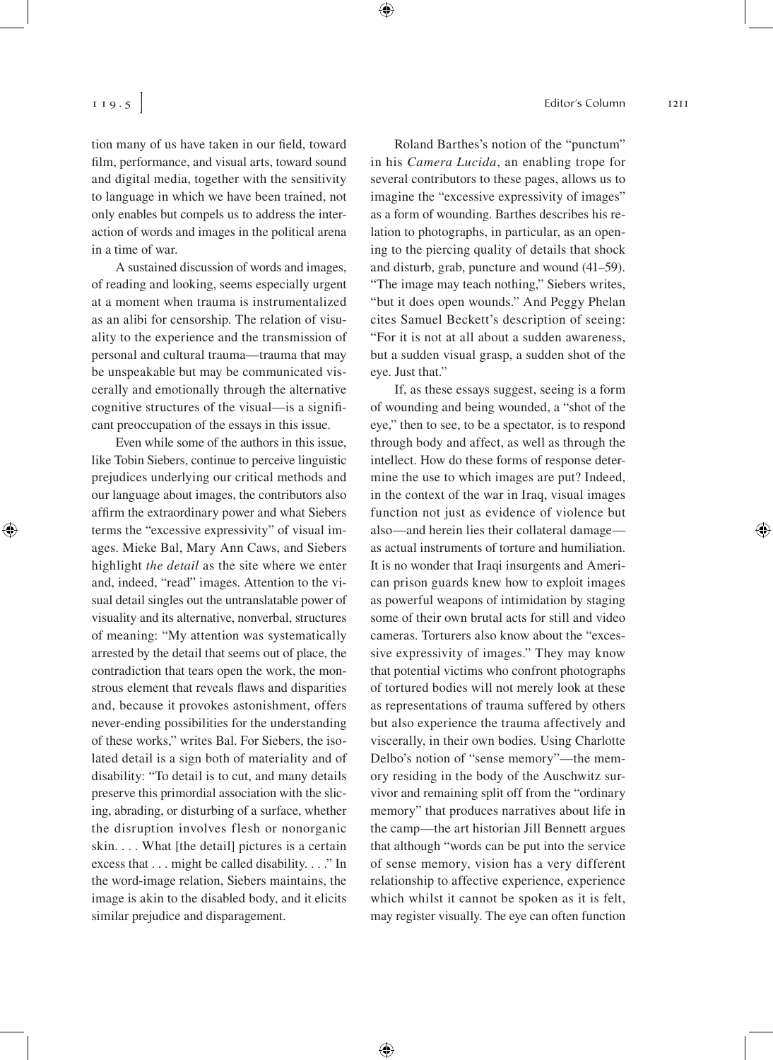tion many of us have taken in our field, toward film, performance, and visual arts, toward sound and digital media, together with the sensitivity to language in which we have been trained, not only enables but compels us to address the interaction of words and images in the political arena in a time of war.

A sustained discussion of words and images, of reading and looking, seems especially urgent at a moment when trauma is instrumentalized as an alibi for censorship. The relation of visuality to the experience and the transmission of personal and cultural trauma—trauma that may be unspeakable but may be communicated viscerally and emotionally through the alternative cognitive structures of the visual—is a significant preoccupation of the essays in this issue.

Even while some of the authors in this issue, like Tobin Siebers, continue to perceive linguistic prejudices underlying our critical methods and our language about images, the contributors also affirm the extraordinary power and what Siebers terms the "excessive expressivity" of visual images. Mieke Bal, Mary Ann Caws, and Siebers highlight *the detail* as the site where we enter and, indeed, "read" images. Attention to the visual detail singles out the untranslatable power of visuality and its alternative, nonverbal, structures of meaning: "My attention was systematically arrested by the detail that seems out of place, the contradiction that tears open the work, the monstrous element that reveals flaws and disparities and, because it provokes astonishment, offers never-ending possibilities for the understanding of these works," writes Bal. For Siebers, the isolated detail is a sign both of materiality and of disability: "To detail is to cut, and many details preserve this primordial association with the slicing, abrading, or disturbing of a surface, whether the disruption involves flesh or nonorganic skin. . . . What [the detail] pictures is a certain excess that . . . might be called disability. . . ." In the word-image relation, Siebers maintains, the image is akin to the disabled body, and it elicits similar prejudice and disparagement.

Roland Barthes's notion of the "punctum" in his *Camera Lucida*, an enabling trope for several contributors to these pages, allows us to imagine the "excessive expressivity of images" as a form of wounding. Barthes describes his relation to photographs, in particular, as an opening to the piercing quality of details that shock and disturb, grab, puncture and wound (41–59). "The image may teach nothing," Siebers writes, "but it does open wounds." And Peggy Phelan cites Samuel Beckett's description of seeing: "For it is not at all about a sudden awareness, but a sudden visual grasp, a sudden shot of the eye. Just that."

If, as these essays suggest, seeing is a form of wounding and being wounded, a "shot of the eye," then to see, to be a spectator, is to respond through body and affect, as well as through the intellect. How do these forms of response determine the use to which images are put? Indeed, in the context of the war in Iraq, visual images function not just as evidence of violence but also—and herein lies their collateral damage—as actual instruments of torture and humiliation. It is no wonder that Iraqi insurgents and American prison guards knew how to exploit images as powerful weapons of intimidation by staging some of their own brutal acts for still and video cameras. Torturers also know about the "excessive expressivity of images." They may know that potential victims who confront photographs of tortured bodies will not merely look at these as representations of trauma suffered by others but also experience the trauma affectively and viscerally, in their own bodies. Using Charlotte Delbo's notion of "sense memory"—the memory residing in the body of the Auschwitz survivor and remaining split off from the "ordinary memory" that produces narratives about life in the camp—the art historian Jill Bennett argues that although "words can be put into the service of sense memory, vision has a very different relationship to affective experience, experience which whilst it cannot be spoken as it is felt, may register visually. The eye can often function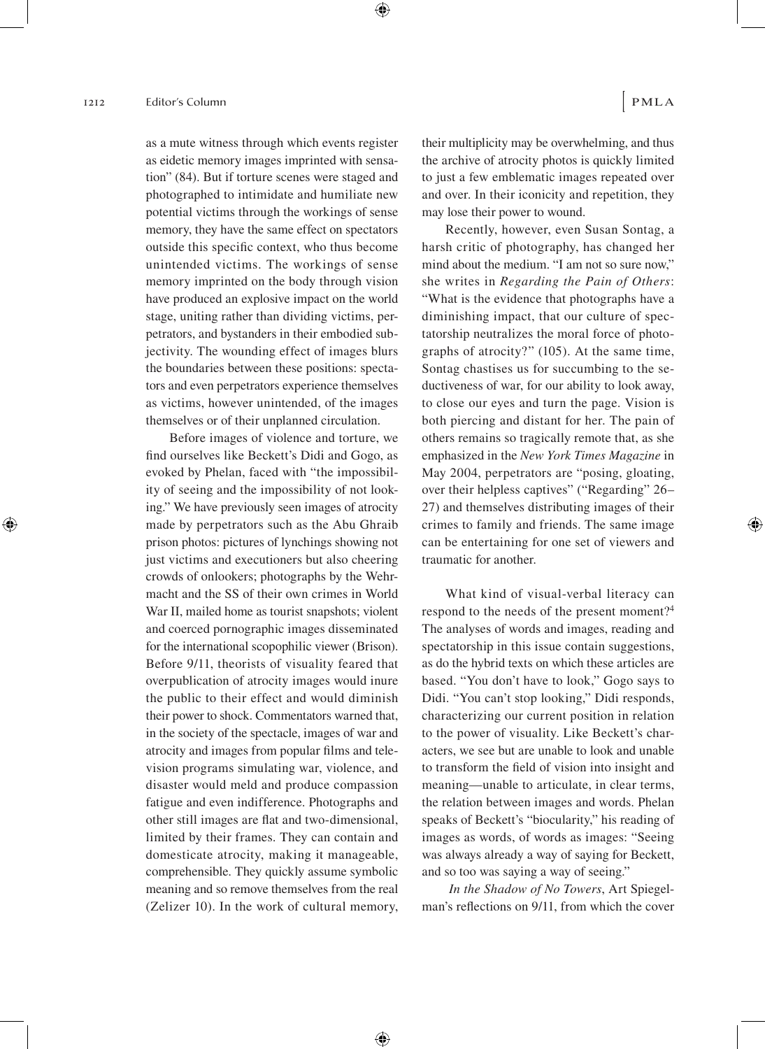as a mute witness through which events register as eidetic memory images imprinted with sensation" (84). But if torture scenes were staged and photographed to intimidate and humiliate new potential victims through the workings of sense memory, they have the same effect on spectators outside this specific context, who thus become unintended victims. The workings of sense memory imprinted on the body through vision have produced an explosive impact on the world stage, uniting rather than dividing victims, perpetrators, and bystanders in their embodied subjectivity. The wounding effect of images blurs the boundaries between these positions: spectators and even perpetrators experience themselves as victims, however unintended, of the images themselves or of their unplanned circulation.

Before images of violence and torture, we find ourselves like Beckett's Didi and Gogo, as evoked by Phelan, faced with "the impossibility of seeing and the impossibility of not looking." We have previously seen images of atrocity made by perpetrators such as the Abu Ghraib prison photos: pictures of lynchings showing not just victims and executioners but also cheering crowds of onlookers; photographs by the Wehrmacht and the SS of their own crimes in World War II, mailed home as tourist snapshots; violent and coerced pornographic images disseminated for the international scopophilic viewer (Brison). Before 9/11, theorists of visuality feared that overpublication of atrocity images would inure the public to their effect and would diminish their power to shock. Commentators warned that, in the society of the spectacle, images of war and atrocity and images from popular films and television programs simulating war, violence, and disaster would meld and produce compassion fatigue and even indifference. Photographs and other still images are flat and two-dimensional, limited by their frames. They can contain and domesticate atrocity, making it manageable, comprehensible. They quickly assume symbolic meaning and so remove themselves from the real (Zelizer 10). In the work of cultural memory, their multiplicity may be overwhelming, and thus the archive of atrocity photos is quickly limited to just a few emblematic images repeated over and over. In their iconicity and repetition, they may lose their power to wound.

Recently, however, even Susan Sontag, a harsh critic of photography, has changed her mind about the medium. "I am not so sure now," she writes in *Regarding the Pain of Others*: "What is the evidence that photographs have a diminishing impact, that our culture of spectatorship neutralizes the moral force of photographs of atrocity?" (105). At the same time, Sontag chastises us for succumbing to the seductiveness of war, for our ability to look away, to close our eyes and turn the page. Vision is both piercing and distant for her. The pain of others remains so tragically remote that, as she emphasized in the *New York Times Magazine* in May 2004, perpetrators are "posing, gloating, over their helpless captives" ("Regarding" 26–27) and themselves distributing images of their crimes to family and friends. The same image can be entertaining for one set of viewers and traumatic for another.

What kind of visual-verbal literacy can respond to the needs of the present moment?[4] The analyses of words and images, reading and spectatorship in this issue contain suggestions, as do the hybrid texts on which these articles are based. "You don't have to look," Gogo says to Didi. "You can't stop looking," Didi responds, characterizing our current position in relation to the power of visuality. Like Beckett's characters, we see but are unable to look and unable to transform the field of vision into insight and meaning—unable to articulate, in clear terms, the relation between images and words. Phelan speaks of Beckett's "biocularity," his reading of images as words, of words as images: "Seeing was always already a way of saying for Beckett, and so too was saying a way of seeing."

*In the Shadow of No Towers*, Art Spiegelman's reflections on 9/11, from which the cover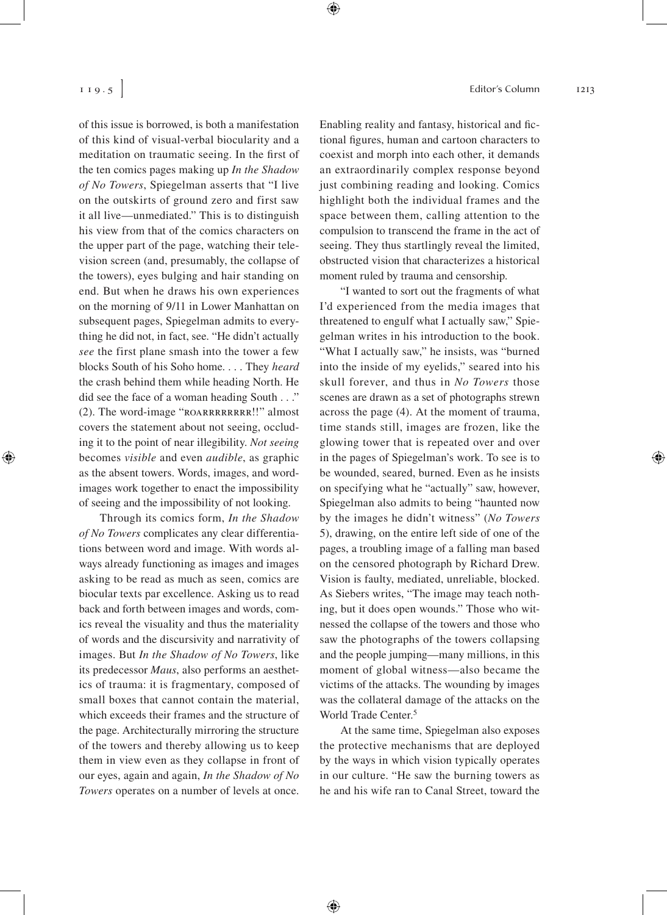of this issue is borrowed, is both a manifestation of this kind of visual-verbal biocularity and a meditation on traumatic seeing. In the first of the ten comics pages making up *In the Shadow of No Towers*, Spiegelman asserts that "I live on the outskirts of ground zero and first saw it all live—unmediated." This is to distinguish his view from that of the comics characters on the upper part of the page, watching their television screen (and, presumably, the collapse of the towers), eyes bulging and hair standing on end. But when he draws his own experiences on the morning of 9/11 in Lower Manhattan on subsequent pages, Spiegelman admits to everything he did not, in fact, see. "He didn't actually *see* the first plane smash into the tower a few blocks South of his Soho home. . . . They *heard* the crash behind them while heading North. He did see the face of a woman heading South . . ." (2). The word-image "ROARRRRRRRR!!" almost covers the statement about not seeing, occluding it to the point of near illegibility. *Not seeing* becomes *visible* and even *audible*, as graphic as the absent towers. Words, images, and word-images work together to enact the impossibility of seeing and the impossibility of not looking.

Through its comics form, *In the Shadow of No Towers* complicates any clear differentiations between word and image. With words always already functioning as images and images asking to be read as much as seen, comics are biocular texts par excellence. Asking us to read back and forth between images and words, comics reveal the visuality and thus the materiality of words and the discursivity and narrativity of images. But *In the Shadow of No Towers*, like its predecessor *Maus*, also performs an aesthetics of trauma: it is fragmentary, composed of small boxes that cannot contain the material, which exceeds their frames and the structure of the page. Architecturally mirroring the structure of the towers and thereby allowing us to keep them in view even as they collapse in front of our eyes, again and again, *In the Shadow of No Towers* operates on a number of levels at once. Enabling reality and fantasy, historical and fictional figures, human and cartoon characters to coexist and morph into each other, it demands an extraordinarily complex response beyond just combining reading and looking. Comics highlight both the individual frames and the space between them, calling attention to the compulsion to transcend the frame in the act of seeing. They thus startlingly reveal the limited, obstructed vision that characterizes a historical moment ruled by trauma and censorship.

"I wanted to sort out the fragments of what I'd experienced from the media images that threatened to engulf what I actually saw," Spiegelman writes in his introduction to the book. "What I actually saw," he insists, was "burned into the inside of my eyelids," seared into his skull forever, and thus in *No Towers* those scenes are drawn as a set of photographs strewn across the page (4). At the moment of trauma, time stands still, images are frozen, like the glowing tower that is repeated over and over in the pages of Spiegelman's work. To see is to be wounded, seared, burned. Even as he insists on specifying what he "actually" saw, however, Spiegelman also admits to being "haunted now by the images he didn't witness" (*No Towers* 5), drawing, on the entire left side of one of the pages, a troubling image of a falling man based on the censored photograph by Richard Drew. Vision is faulty, mediated, unreliable, blocked. As Siebers writes, "The image may teach nothing, but it does open wounds." Those who witnessed the collapse of the towers and those who saw the photographs of the towers collapsing and the people jumping—many millions, in this moment of global witness—also became the victims of the attacks. The wounding by images was the collateral damage of the attacks on the World Trade Center.[5]

At the same time, Spiegelman also exposes the protective mechanisms that are deployed by the ways in which vision typically operates in our culture. "He saw the burning towers as he and his wife ran to Canal Street, toward the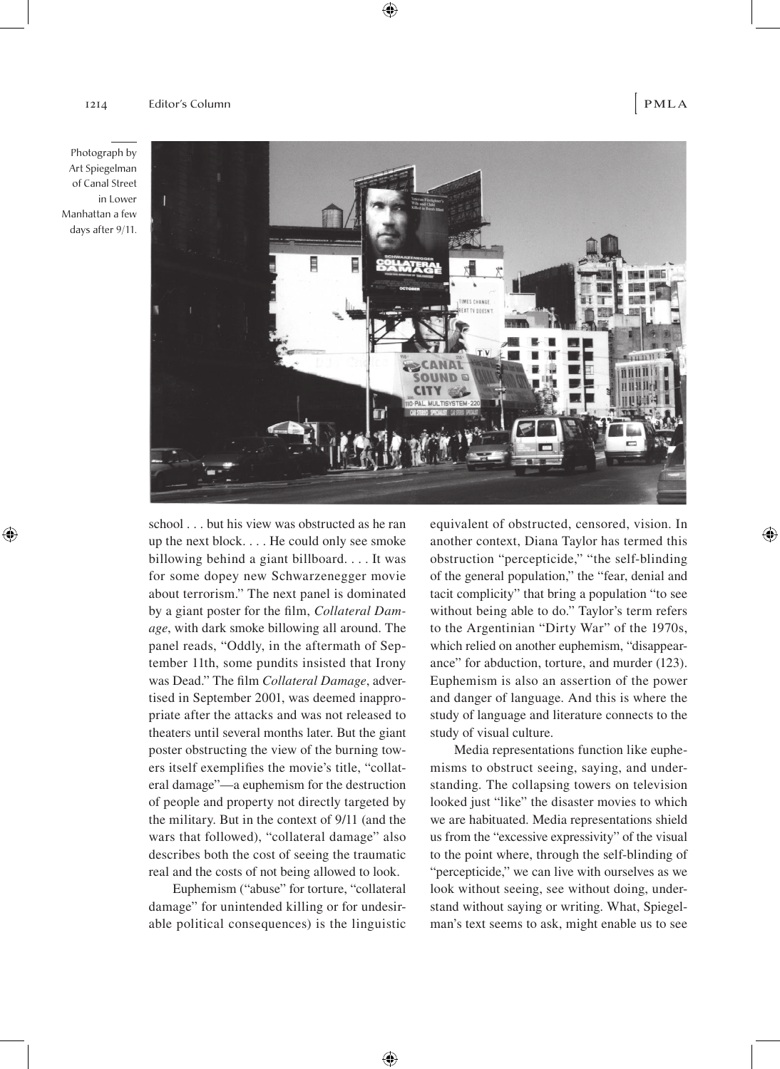Photograph by Art Spiegelman of Canal Street in Lower Manhattan a few days after 9/11.

school . . . but his view was obstructed as he ran up the next block. . . . He could only see smoke billowing behind a giant billboard. . . . It was for some dopey new Schwarzenegger movie about terrorism." The next panel is dominated by a giant poster for the film, *Collateral Damage*, with dark smoke billowing all around. The panel reads, "Oddly, in the aftermath of September 11th, some pundits insisted that Irony was Dead." The film *Collateral Damage*, advertised in September 2001, was deemed inappropriate after the attacks and was not released to theaters until several months later. But the giant poster obstructing the view of the burning towers itself exemplifies the movie's title, "collateral damage"—a euphemism for the destruction of people and property not directly targeted by the military. But in the context of 9/11 (and the wars that followed), "collateral damage" also describes both the cost of seeing the traumatic real and the costs of not being allowed to look.

Euphemism ("abuse" for torture, "collateral damage" for unintended killing or for undesirable political consequences) is the linguistic equivalent of obstructed, censored, vision. In another context, Diana Taylor has termed this obstruction "percepticide," "the self-blinding of the general population," the "fear, denial and tacit complicity" that bring a population "to see without being able to do." Taylor's term refers to the Argentinian "Dirty War" of the 1970s, which relied on another euphemism, "disappearance" for abduction, torture, and murder (123). Euphemism is also an assertion of the power and danger of language. And this is where the study of language and literature connects to the study of visual culture.

Media representations function like euphemisms to obstruct seeing, saying, and understanding. The collapsing towers on television looked just "like" the disaster movies to which we are habituated. Media representations shield us from the "excessive expressivity" of the visual to the point where, through the self-blinding of "percepticide," we can live with ourselves as we look without seeing, see without doing, understand without saying or writing. What, Spiegelman's text seems to ask, might enable us to see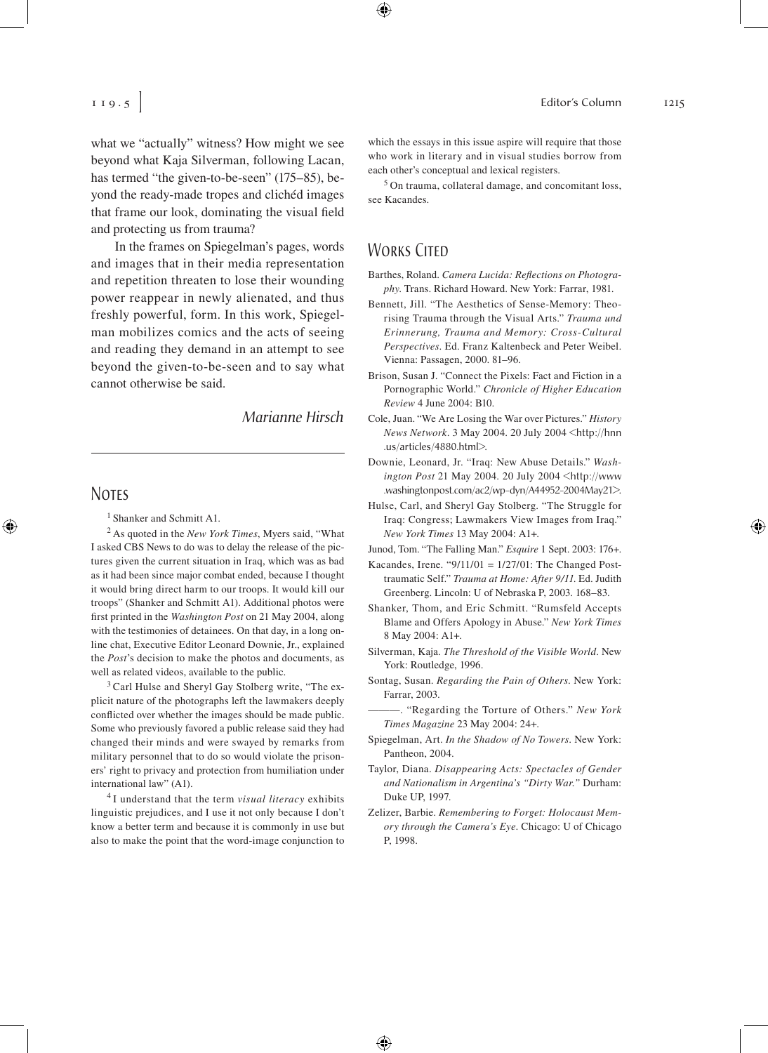what we "actually" witness? How might we see beyond what Kaja Silverman, following Lacan, has termed "the given-to-be-seen" (175–85), beyond the ready-made tropes and clichéd images that frame our look, dominating the visual field and protecting us from trauma?

In the frames on Spiegelman's pages, words and images that in their media representation and repetition threaten to lose their wounding power reappear in newly alienated, and thus freshly powerful, form. In this work, Spiegelman mobilizes comics and the acts of seeing and reading they demand in an attempt to see beyond the given-to-be-seen and to say what cannot otherwise be said.

*Marianne Hirsch*

## Notes

[1] Shanker and Schmitt A1.

[2] As quoted in the *New York Times*, Myers said, "What I asked CBS News to do was to delay the release of the pictures given the current situation in Iraq, which was as bad as it had been since major combat ended, because I thought it would bring direct harm to our troops. It would kill our troops" (Shanker and Schmitt A1). Additional photos were first printed in the *Washington Post* on 21 May 2004, along with the testimonies of detainees. On that day, in a long online chat, Executive Editor Leonard Downie, Jr., explained the *Post*'s decision to make the photos and documents, as well as related videos, available to the public.

[3] Carl Hulse and Sheryl Gay Stolberg write, "The explicit nature of the photographs left the lawmakers deeply conflicted over whether the images should be made public. Some who previously favored a public release said they had changed their minds and were swayed by remarks from military personnel that to do so would violate the prisoners' right to privacy and protection from humiliation under international law" (A1).

[4] I understand that the term *visual literacy* exhibits linguistic prejudices, and I use it not only because I don't know a better term and because it is commonly in use but also to make the point that the word-image conjunction to which the essays in this issue aspire will require that those who work in literary and in visual studies borrow from each other's conceptual and lexical registers.

[5] On trauma, collateral damage, and concomitant loss, see Kacandes.

## Works Cited

Barthes, Roland. *Camera Lucida: Reflections on Photography*. Trans. Richard Howard. New York: Farrar, 1981.

Bennett, Jill. "The Aesthetics of Sense-Memory: Theorising Trauma through the Visual Arts." *Trauma und Erinnerung, Trauma and Memory: Cross-Cultural Perspectives*. Ed. Franz Kaltenbeck and Peter Weibel. Vienna: Passagen, 2000. 81–96.

Brison, Susan J. "Connect the Pixels: Fact and Fiction in a Pornographic World." *Chronicle of Higher Education Review* 4 June 2004: B10.

Cole, Juan. "We Are Losing the War over Pictures." *History News Network*. 3 May 2004. 20 July 2004 <http://hnn.us/articles/4880.html>.

Downie, Leonard, Jr. "Iraq: New Abuse Details." *Washington Post* 21 May 2004. 20 July 2004 <http://www.washingtonpost.com/ac2/wp-dyn/A44952-2004May21>.

Hulse, Carl, and Sheryl Gay Stolberg. "The Struggle for Iraq: Congress; Lawmakers View Images from Iraq." *New York Times* 13 May 2004: A1+.

Junod, Tom. "The Falling Man." *Esquire* 1 Sept. 2003: 176+.

Kacandes, Irene. "9/11/01 = 1/27/01: The Changed Posttraumatic Self." *Trauma at Home: After 9/11*. Ed. Judith Greenberg. Lincoln: U of Nebraska P, 2003. 168–83.

Shanker, Thom, and Eric Schmitt. "Rumsfeld Accepts Blame and Offers Apology in Abuse." *New York Times* 8 May 2004: A1+.

Silverman, Kaja. *The Threshold of the Visible World*. New York: Routledge, 1996.

Sontag, Susan. *Regarding the Pain of Others*. New York: Farrar, 2003.

———. "Regarding the Torture of Others." *New York Times Magazine* 23 May 2004: 24+.

Spiegelman, Art. *In the Shadow of No Towers*. New York: Pantheon, 2004.

Taylor, Diana. *Disappearing Acts: Spectacles of Gender and Nationalism in Argentina's "Dirty War."* Durham: Duke UP, 1997.

Zelizer, Barbie. *Remembering to Forget: Holocaust Memory through the Camera's Eye*. Chicago: U of Chicago P, 1998.